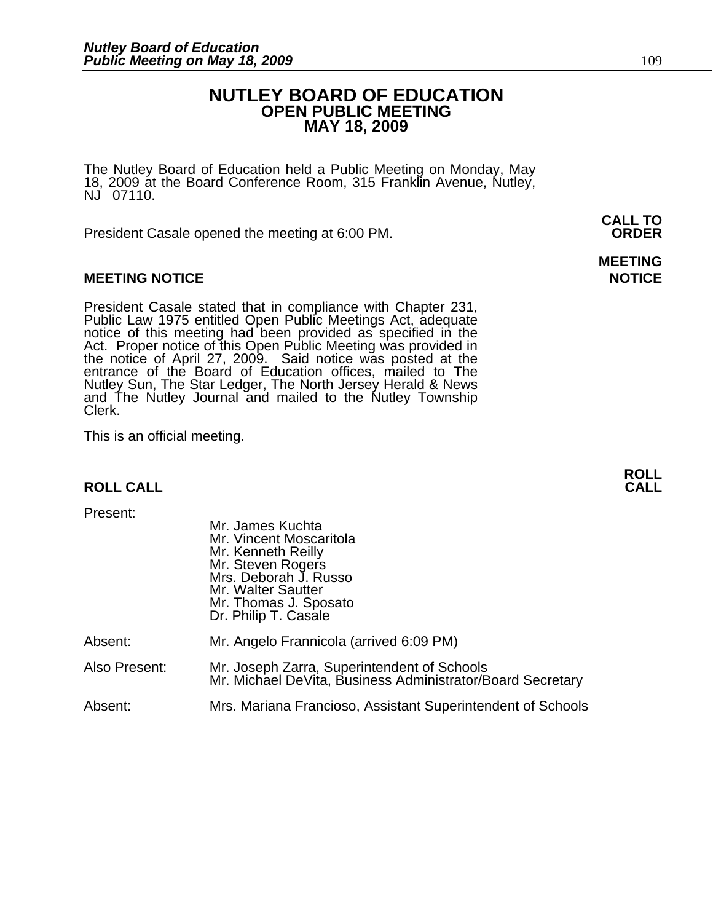# NUTLEY BOARD OF EDUCATION
## OPEN PUBLIC MEETING
## MAY 18, 2009

The Nutley Board of Education held a Public Meeting on Monday, May 18, 2009 at the Board Conference Room, 315 Franklin Avenue, Nutley, NJ 07110.

**CALL TO ORDER**

President Casale opened the meeting at 6:00 PM.

**MEETING NOTICE**

**MEETING NOTICE**

President Casale stated that in compliance with Chapter 231, Public Law 1975 entitled Open Public Meetings Act, adequate notice of this meeting had been provided as specified in the Act. Proper notice of this Open Public Meeting was provided in the notice of April 27, 2009. Said notice was posted at the entrance of the Board of Education offices, mailed to The Nutley Sun, The Star Ledger, The North Jersey Herald & News and The Nutley Journal and mailed to the Nutley Township Clerk.

This is an official meeting.

**ROLL CALL**

**ROLL CALL**

Present:

- Mr. James Kuchta
- Mr. Vincent Moscaritola
- Mr. Kenneth Reilly
- Mr. Steven Rogers
- Mrs. Deborah J. Russo
- Mr. Walter Sautter
- Mr. Thomas J. Sposato
- Dr. Philip T. Casale

Absent: Mr. Angelo Frannicola (arrived 6:09 PM)

Also Present: Mr. Joseph Zarra, Superintendent of Schools
Mr. Michael DeVita, Business Administrator/Board Secretary

Absent: Mrs. Mariana Francioso, Assistant Superintendent of Schools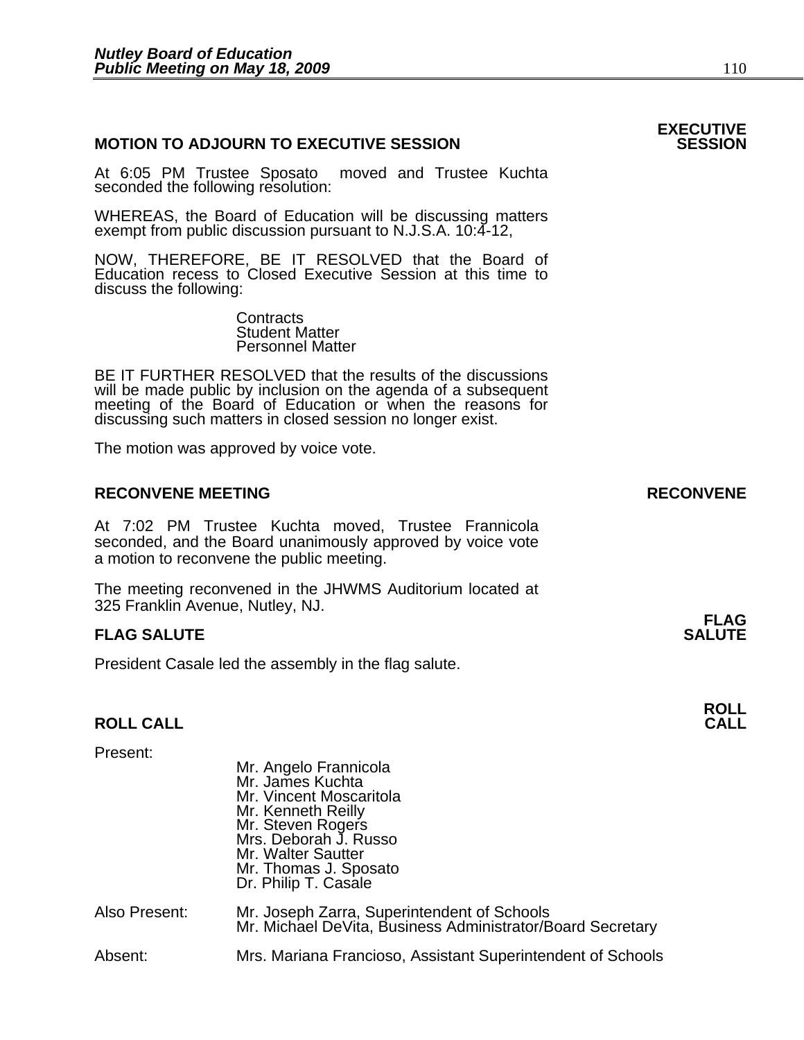## MOTION TO ADJOURN TO EXECUTIVE SESSION

**EXECUTIVE SESSION**

At 6:05 PM Trustee Sposato moved and Trustee Kuchta seconded the following resolution:

WHEREAS, the Board of Education will be discussing matters exempt from public discussion pursuant to N.J.S.A. 10:4-12,

NOW, THEREFORE, BE IT RESOLVED that the Board of Education recess to Closed Executive Session at this time to discuss the following:

Contracts
Student Matter
Personnel Matter

BE IT FURTHER RESOLVED that the results of the discussions will be made public by inclusion on the agenda of a subsequent meeting of the Board of Education or when the reasons for discussing such matters in closed session no longer exist.

The motion was approved by voice vote.

## RECONVENE MEETING

**RECONVENE**

At 7:02 PM Trustee Kuchta moved, Trustee Frannicola seconded, and the Board unanimously approved by voice vote a motion to reconvene the public meeting.

The meeting reconvened in the JHWMS Auditorium located at 325 Franklin Avenue, Nutley, NJ.

## FLAG SALUTE

**FLAG SALUTE**

President Casale led the assembly in the flag salute.

## ROLL CALL

**ROLL CALL**

Present:

Mr. Angelo Frannicola
Mr. James Kuchta
Mr. Vincent Moscaritola
Mr. Kenneth Reilly
Mr. Steven Rogers
Mrs. Deborah J. Russo
Mr. Walter Sautter
Mr. Thomas J. Sposato
Dr. Philip T. Casale

Also Present: Mr. Joseph Zarra, Superintendent of Schools
Mr. Michael DeVita, Business Administrator/Board Secretary

Absent: Mrs. Mariana Francioso, Assistant Superintendent of Schools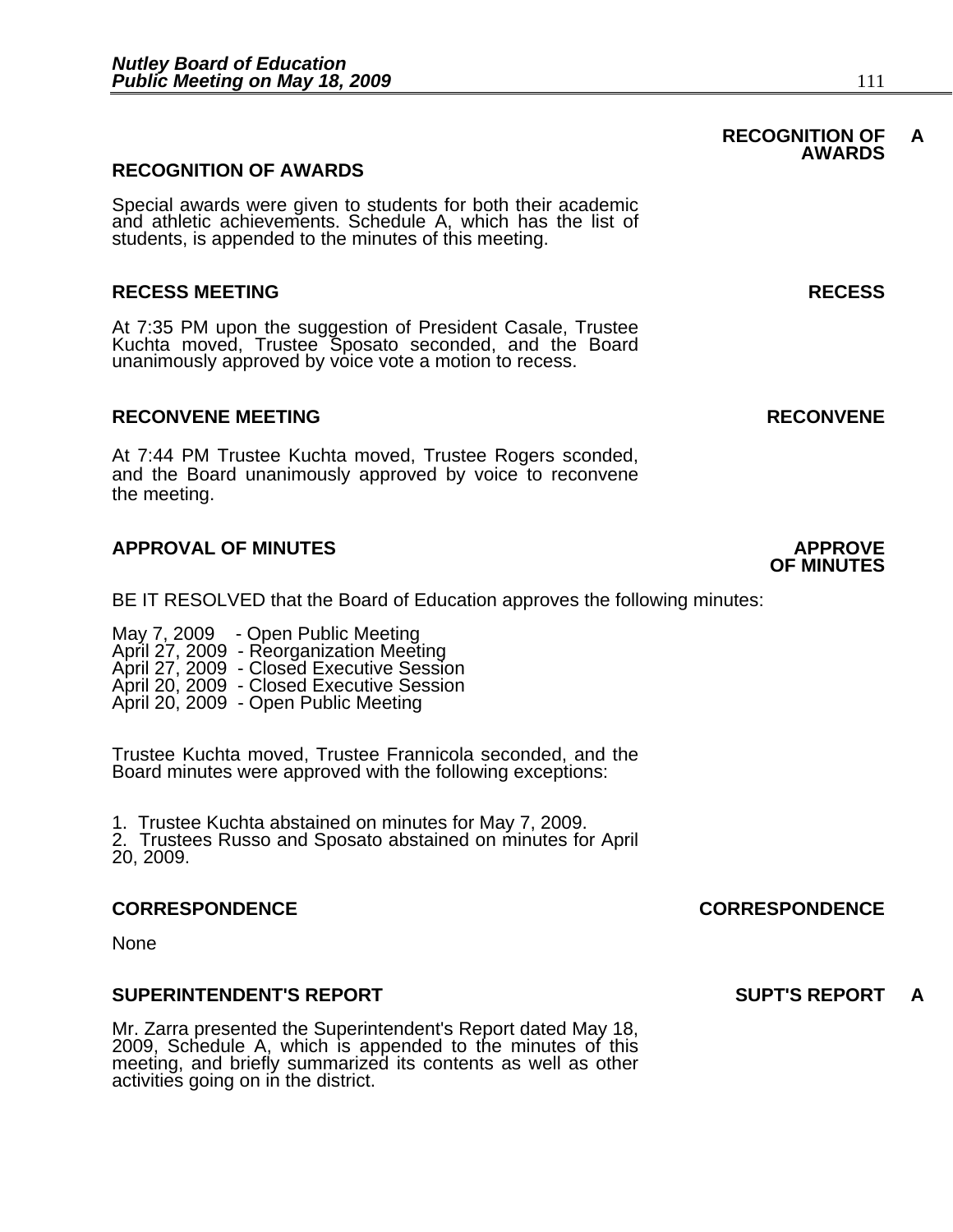## RECOGNITION OF AWARDS

**RECOGNITION OF AWARDS A**

Special awards were given to students for both their academic and athletic achievements. Schedule A, which has the list of students, is appended to the minutes of this meeting.

## RECESS MEETING

**RECESS**

At 7:35 PM upon the suggestion of President Casale, Trustee Kuchta moved, Trustee Sposato seconded, and the Board unanimously approved by voice vote a motion to recess.

## RECONVENE MEETING

**RECONVENE**

At 7:44 PM Trustee Kuchta moved, Trustee Rogers sconded, and the Board unanimously approved by voice to reconvene the meeting.

## APPROVAL OF MINUTES

**APPROVE OF MINUTES**

BE IT RESOLVED that the Board of Education approves the following minutes:

May 7, 2009 - Open Public Meeting
April 27, 2009 - Reorganization Meeting
April 27, 2009 - Closed Executive Session
April 20, 2009 - Closed Executive Session
April 20, 2009 - Open Public Meeting

Trustee Kuchta moved, Trustee Frannicola seconded, and the Board minutes were approved with the following exceptions:

1. Trustee Kuchta abstained on minutes for May 7, 2009.
2. Trustees Russo and Sposato abstained on minutes for April 20, 2009.

## CORRESPONDENCE

**CORRESPONDENCE**

None

## SUPERINTENDENT'S REPORT

**SUPT'S REPORT A**

Mr. Zarra presented the Superintendent's Report dated May 18, 2009, Schedule A, which is appended to the minutes of this meeting, and briefly summarized its contents as well as other activities going on in the district.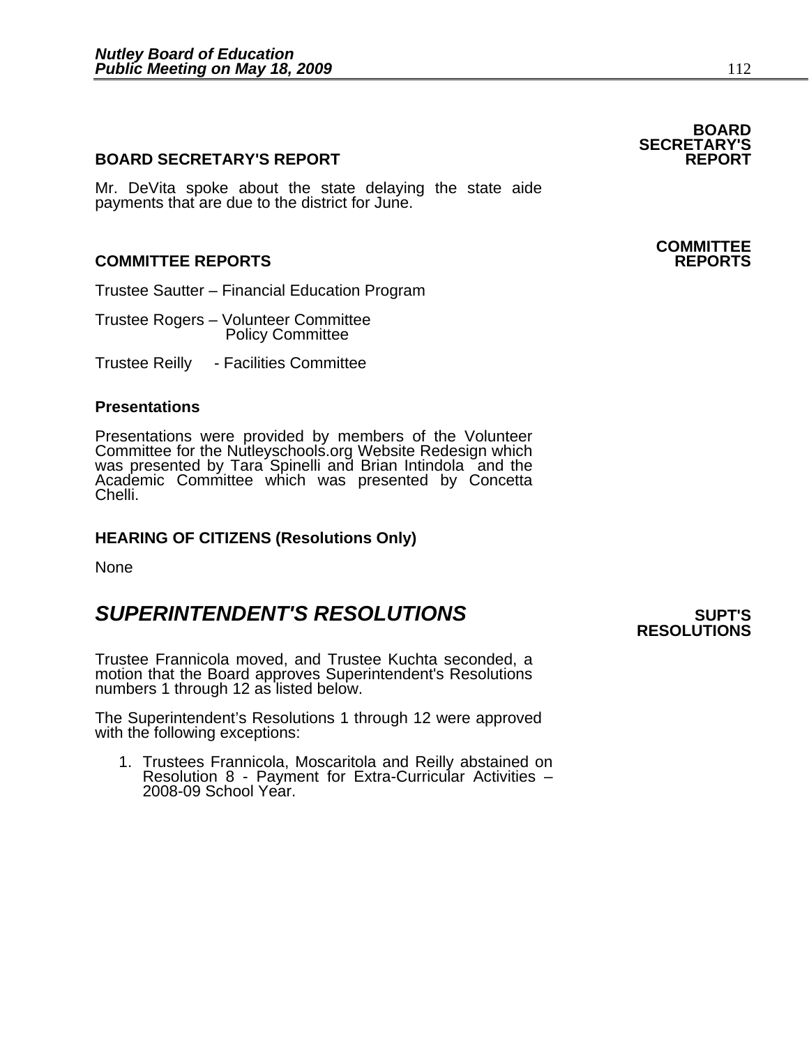## BOARD SECRETARY'S REPORT

Mr. DeVita spoke about the state delaying the state aide payments that are due to the district for June.

## COMMITTEE REPORTS

Trustee Sautter – Financial Education Program

Trustee Rogers – Volunteer Committee
Policy Committee

Trustee Reilly - Facilities Committee

### Presentations

Presentations were provided by members of the Volunteer Committee for the Nutleyschools.org Website Redesign which was presented by Tara Spinelli and Brian Intindola and the Academic Committee which was presented by Concetta Chelli.

### HEARING OF CITIZENS (Resolutions Only)

None

# *SUPERINTENDENT'S RESOLUTIONS*

Trustee Frannicola moved, and Trustee Kuchta seconded, a motion that the Board approves Superintendent's Resolutions numbers 1 through 12 as listed below.

The Superintendent's Resolutions 1 through 12 were approved with the following exceptions:

1. Trustees Frannicola, Moscaritola and Reilly abstained on Resolution 8 - Payment for Extra-Curricular Activities – 2008-09 School Year.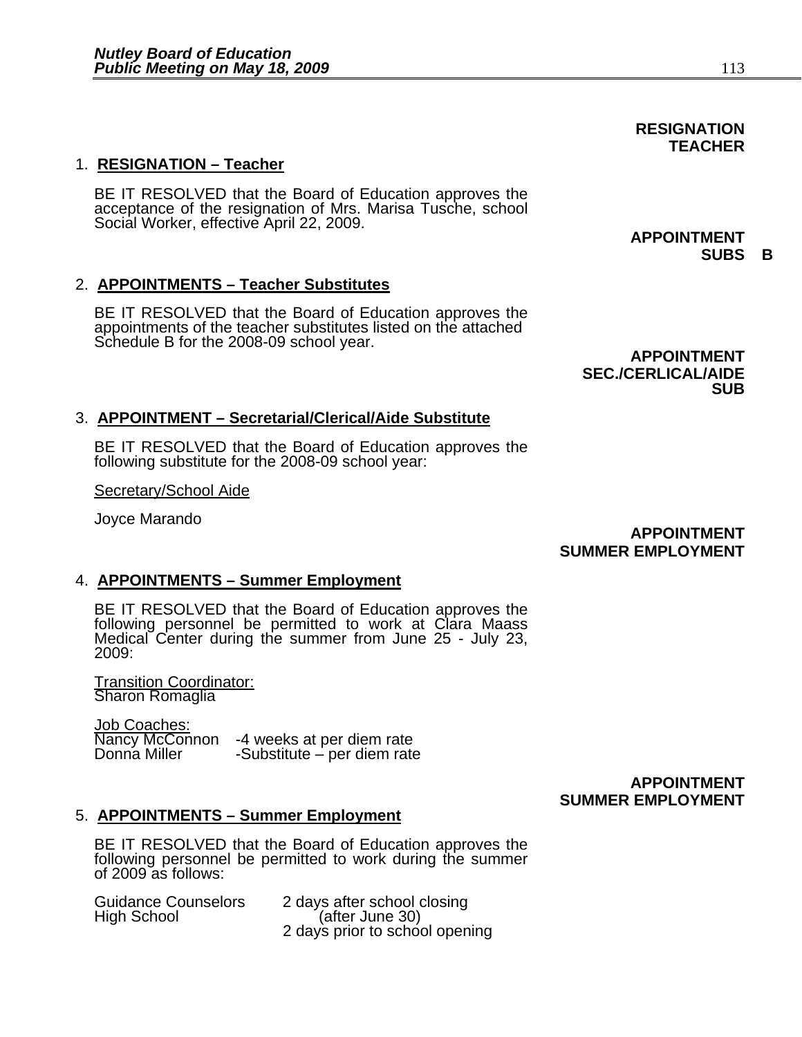**RESIGNATION TEACHER**

1. **RESIGNATION – Teacher**

   BE IT RESOLVED that the Board of Education approves the acceptance of the resignation of Mrs. Marisa Tusche, school Social Worker, effective April 22, 2009.

**APPOINTMENT SUBS B**

2. **APPOINTMENTS – Teacher Substitutes**

   BE IT RESOLVED that the Board of Education approves the appointments of the teacher substitutes listed on the attached Schedule B for the 2008-09 school year.

**APPOINTMENT SEC./CERLICAL/AIDE SUB**

3. **APPOINTMENT – Secretarial/Clerical/Aide Substitute**

   BE IT RESOLVED that the Board of Education approves the following substitute for the 2008-09 school year:

   Secretary/School Aide

   Joyce Marando

**APPOINTMENT SUMMER EMPLOYMENT**

4. **APPOINTMENTS – Summer Employment**

   BE IT RESOLVED that the Board of Education approves the following personnel be permitted to work at Clara Maass Medical Center during the summer from June 25 - July 23, 2009:

   Transition Coordinator:
   Sharon Romaglia

   Job Coaches:
   Nancy McConnon -4 weeks at per diem rate
   Donna Miller -Substitute – per diem rate

**APPOINTMENT SUMMER EMPLOYMENT**

5. **APPOINTMENTS – Summer Employment**

   BE IT RESOLVED that the Board of Education approves the following personnel be permitted to work during the summer of 2009 as follows:

   | | |
   |---|---|
   | Guidance Counselors High School | 2 days after school closing (after June 30) 2 days prior to school opening |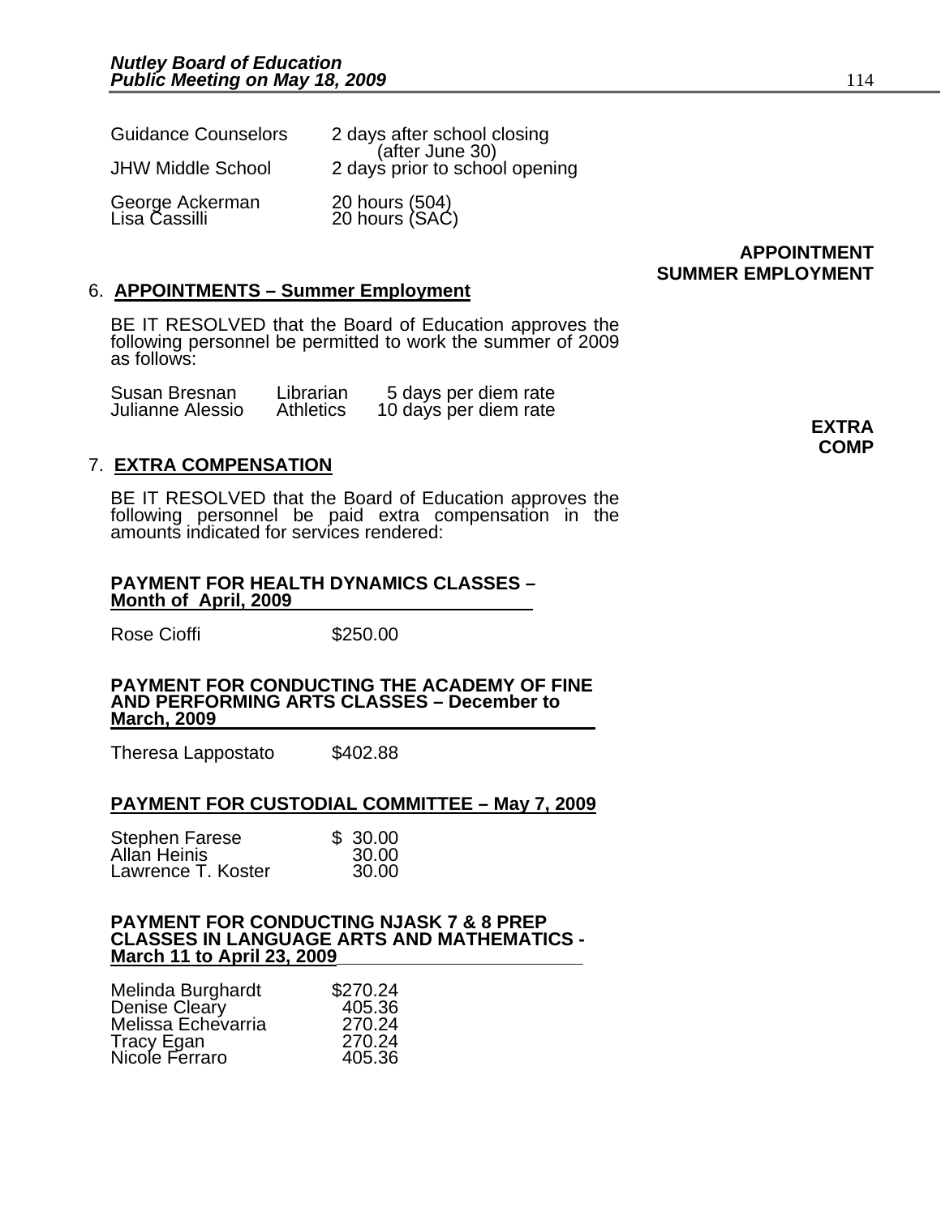| | |
|---|---|
| Guidance Counselors | 2 days after school closing (after June 30) |
| JHW Middle School | 2 days prior to school opening |
| George Ackerman | 20 hours (504) |
| Lisa Cassilli | 20 hours (SAC) |

**APPOINTMENT SUMMER EMPLOYMENT**

6. **APPOINTMENTS – Summer Employment**

BE IT RESOLVED that the Board of Education approves the following personnel be permitted to work the summer of 2009 as follows:

| | | |
|---|---|---|
| Susan Bresnan | Librarian | 5 days per diem rate |
| Julianne Alessio | Athletics | 10 days per diem rate |

**EXTRA COMP**

7. **EXTRA COMPENSATION**

BE IT RESOLVED that the Board of Education approves the following personnel be paid extra compensation in the amounts indicated for services rendered:

**PAYMENT FOR HEALTH DYNAMICS CLASSES – Month of April, 2009**

| | |
|---|---|
| Rose Cioffi | $250.00 |

**PAYMENT FOR CONDUCTING THE ACADEMY OF FINE AND PERFORMING ARTS CLASSES – December to March, 2009**

| | |
|---|---|
| Theresa Lappostato | $402.88 |

**PAYMENT FOR CUSTODIAL COMMITTEE – May 7, 2009**

| | |
|---|---|
| Stephen Farese | $ 30.00 |
| Allan Heinis | 30.00 |
| Lawrence T. Koster | 30.00 |

**PAYMENT FOR CONDUCTING NJASK 7 & 8 PREP CLASSES IN LANGUAGE ARTS AND MATHEMATICS - March 11 to April 23, 2009**

| | |
|---|---|
| Melinda Burghardt | $270.24 |
| Denise Cleary | 405.36 |
| Melissa Echevarria | 270.24 |
| Tracy Egan | 270.24 |
| Nicole Ferraro | 405.36 |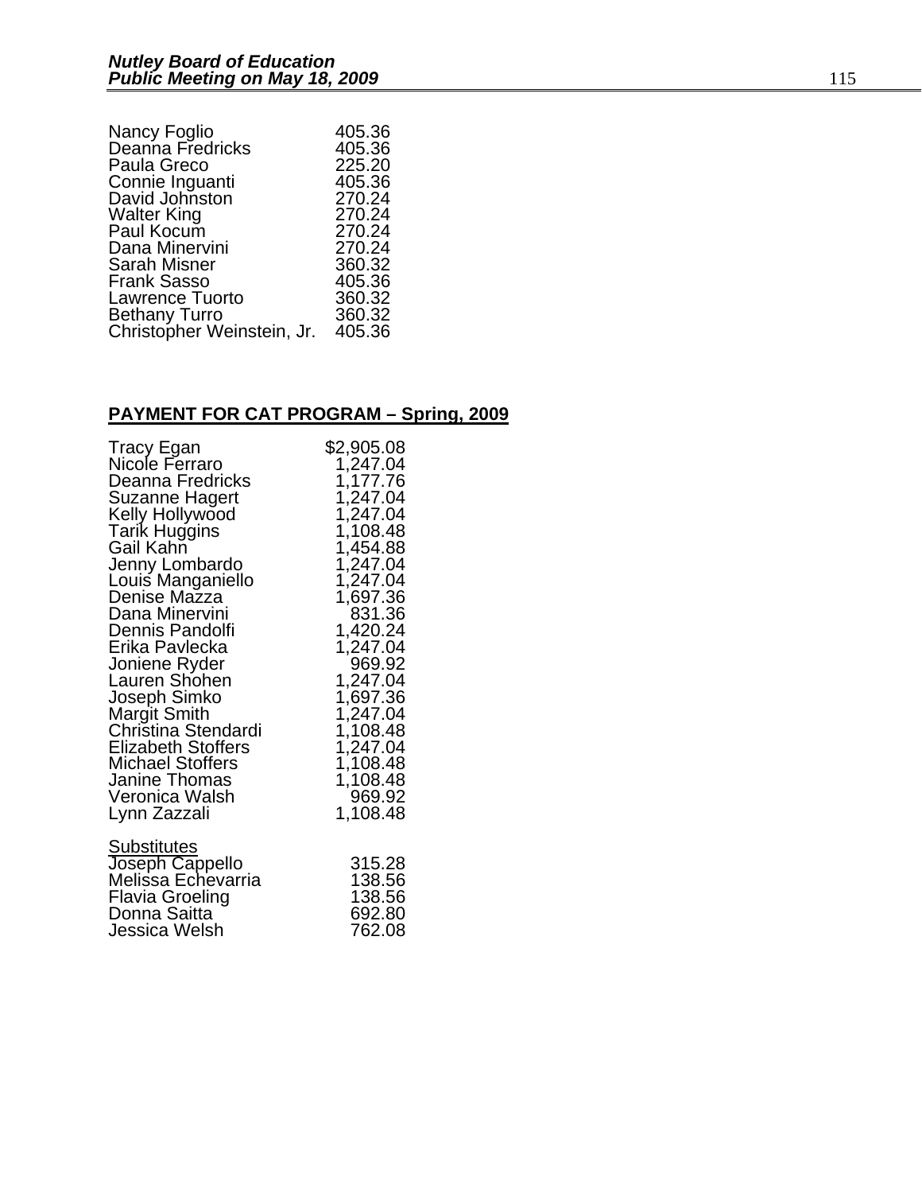| | |
|---|---|
| Nancy Foglio | 405.36 |
| Deanna Fredricks | 405.36 |
| Paula Greco | 225.20 |
| Connie Inguanti | 405.36 |
| David Johnston | 270.24 |
| Walter King | 270.24 |
| Paul Kocum | 270.24 |
| Dana Minervini | 270.24 |
| Sarah Misner | 360.32 |
| Frank Sasso | 405.36 |
| Lawrence Tuorto | 360.32 |
| Bethany Turro | 360.32 |
| Christopher Weinstein, Jr. | 405.36 |

## **PAYMENT FOR CAT PROGRAM – Spring, 2009**

| | |
|---|---|
| Tracy Egan | $2,905.08 |
| Nicole Ferraro | 1,247.04 |
| Deanna Fredricks | 1,177.76 |
| Suzanne Hagert | 1,247.04 |
| Kelly Hollywood | 1,247.04 |
| Tarik Huggins | 1,108.48 |
| Gail Kahn | 1,454.88 |
| Jenny Lombardo | 1,247.04 |
| Louis Manganiello | 1,247.04 |
| Denise Mazza | 1,697.36 |
| Dana Minervini | 831.36 |
| Dennis Pandolfi | 1,420.24 |
| Erika Pavlecka | 1,247.04 |
| Joniene Ryder | 969.92 |
| Lauren Shohen | 1,247.04 |
| Joseph Simko | 1,697.36 |
| Margit Smith | 1,247.04 |
| Christina Stendardi | 1,108.48 |
| Elizabeth Stoffers | 1,247.04 |
| Michael Stoffers | 1,108.48 |
| Janine Thomas | 1,108.48 |
| Veronica Walsh | 969.92 |
| Lynn Zazzali | 1,108.48 |

<u>Substitutes</u>

| | |
|---|---|
| Joseph Cappello | 315.28 |
| Melissa Echevarria | 138.56 |
| Flavia Groeling | 138.56 |
| Donna Saitta | 692.80 |
| Jessica Welsh | 762.08 |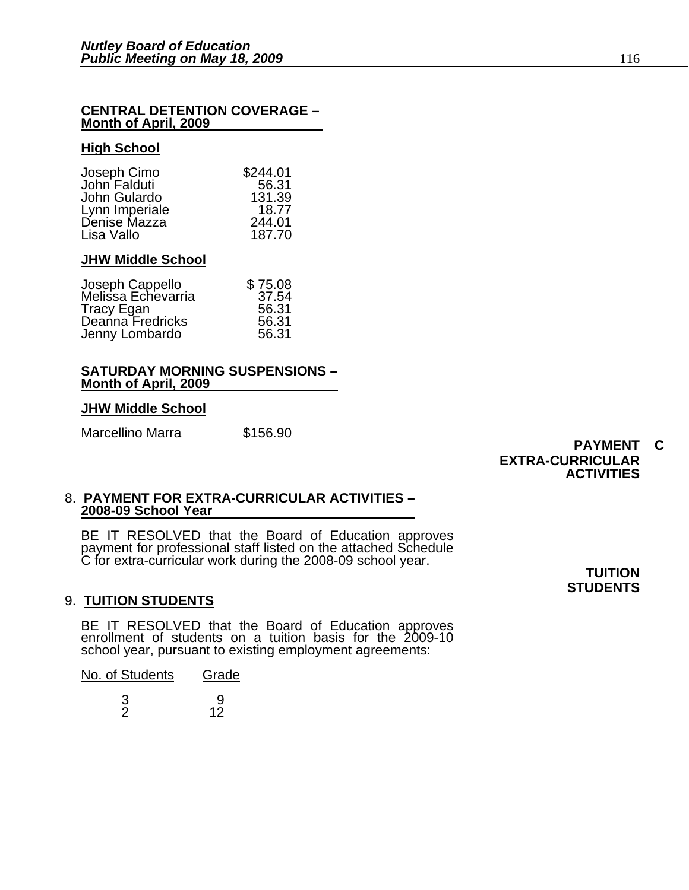**CENTRAL DETENTION COVERAGE –**
**Month of April, 2009**

**High School**

| | |
|---|---|
| Joseph Cimo | $244.01 |
| John Falduti | 56.31 |
| John Gulardo | 131.39 |
| Lynn Imperiale | 18.77 |
| Denise Mazza | 244.01 |
| Lisa Vallo | 187.70 |

**JHW Middle School**

| | |
|---|---|
| Joseph Cappello | $ 75.08 |
| Melissa Echevarria | 37.54 |
| Tracy Egan | 56.31 |
| Deanna Fredricks | 56.31 |
| Jenny Lombardo | 56.31 |

**SATURDAY MORNING SUSPENSIONS –**
**Month of April, 2009**

**JHW Middle School**

Marcellino Marra $156.90

**PAYMENT C EXTRA-CURRICULAR ACTIVITIES**

8. **PAYMENT FOR EXTRA-CURRICULAR ACTIVITIES – 2008-09 School Year**

BE IT RESOLVED that the Board of Education approves payment for professional staff listed on the attached Schedule C for extra-curricular work during the 2008-09 school year.

**TUITION STUDENTS**

9. **TUITION STUDENTS**

BE IT RESOLVED that the Board of Education approves enrollment of students on a tuition basis for the 2009-10 school year, pursuant to existing employment agreements:

| No. of Students | Grade |
|---|---|
| 3 | 9 |
| 2 | 12 |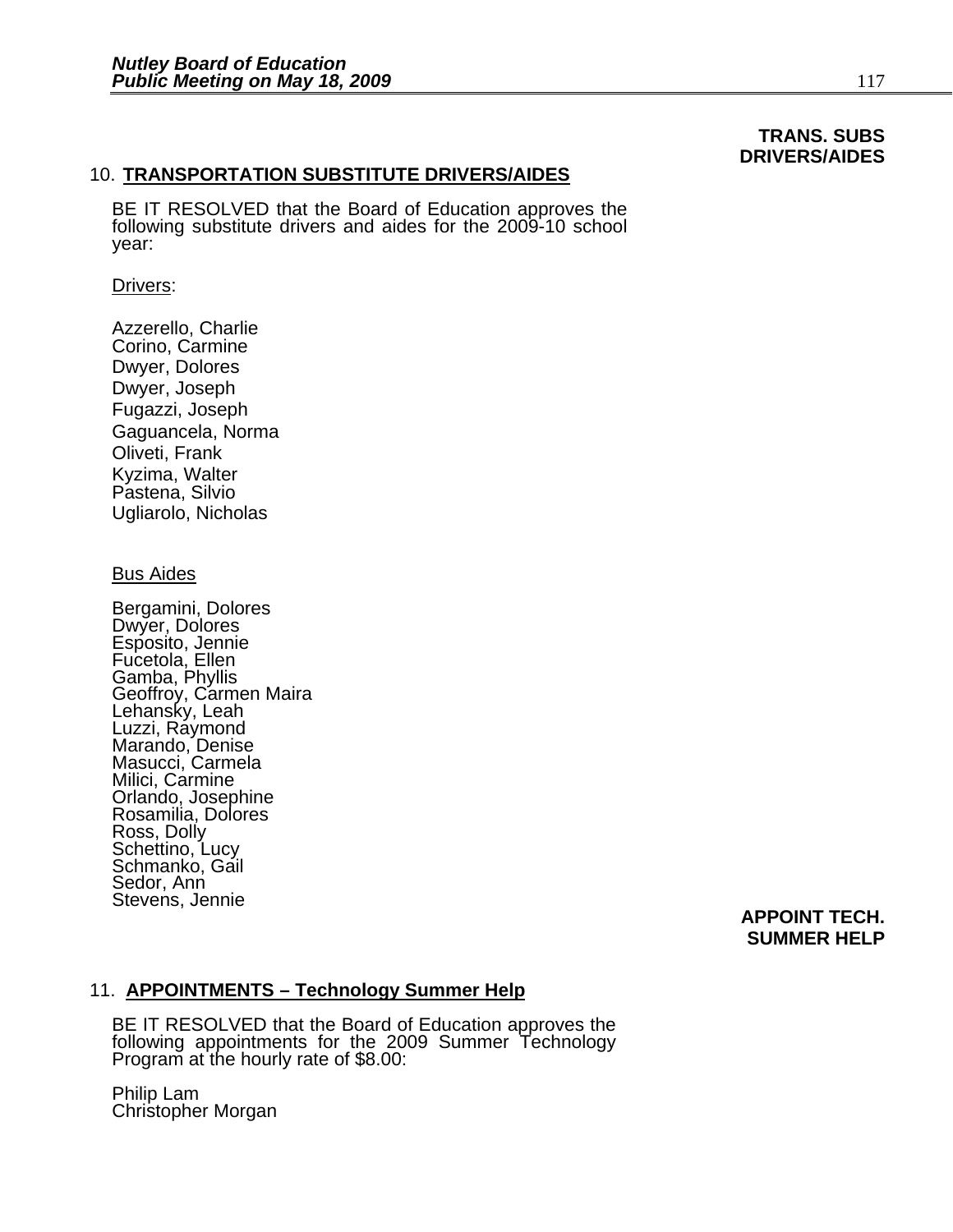**TRANS. SUBS DRIVERS/AIDES**

10. **TRANSPORTATION SUBSTITUTE DRIVERS/AIDES**

BE IT RESOLVED that the Board of Education approves the following substitute drivers and aides for the 2009-10 school year:

Drivers:

Azzerello, Charlie
Corino, Carmine
Dwyer, Dolores
Dwyer, Joseph
Fugazzi, Joseph
Gaguancela, Norma
Oliveti, Frank
Kyzima, Walter
Pastena, Silvio
Ugliarolo, Nicholas

Bus Aides

Bergamini, Dolores
Dwyer, Dolores
Esposito, Jennie
Fucetola, Ellen
Gamba, Phyllis
Geoffroy, Carmen Maira
Lehansky, Leah
Luzzi, Raymond
Marando, Denise
Masucci, Carmela
Milici, Carmine
Orlando, Josephine
Rosamilia, Dolores
Ross, Dolly
Schettino, Lucy
Schmanko, Gail
Sedor, Ann
Stevens, Jennie

**APPOINT TECH. SUMMER HELP**

11. **APPOINTMENTS – Technology Summer Help**

BE IT RESOLVED that the Board of Education approves the following appointments for the 2009 Summer Technology Program at the hourly rate of $8.00:

Philip Lam
Christopher Morgan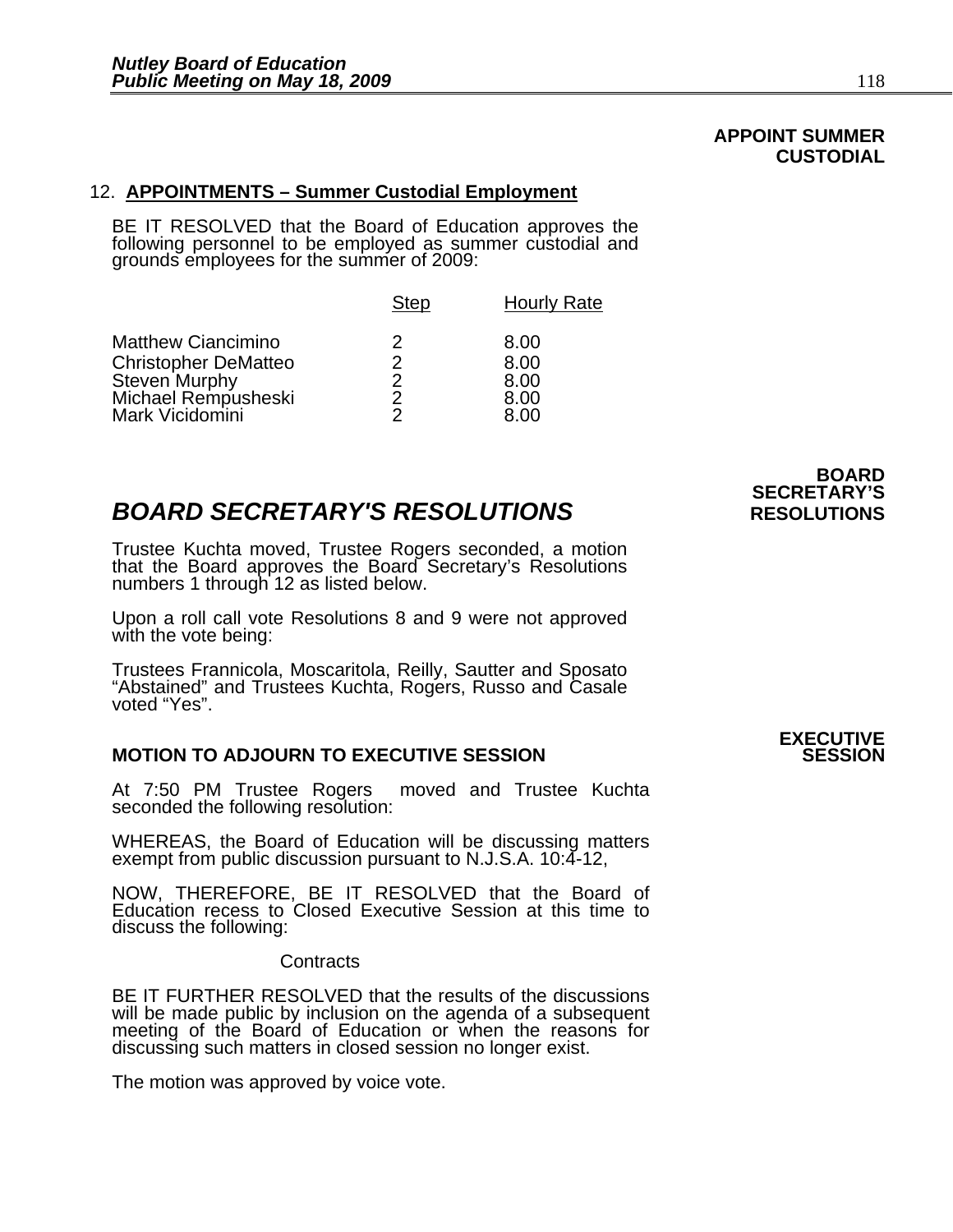**APPOINT SUMMER CUSTODIAL**

12. **APPOINTMENTS – Summer Custodial Employment**

BE IT RESOLVED that the Board of Education approves the following personnel to be employed as summer custodial and grounds employees for the summer of 2009:

| | Step | Hourly Rate |
|---|---|---|
| Matthew Ciancimino | 2 | 8.00 |
| Christopher DeMatteo | 2 | 8.00 |
| Steven Murphy | 2 | 8.00 |
| Michael Rempusheski | 2 | 8.00 |
| Mark Vicidomini | 2 | 8.00 |

**BOARD SECRETARY'S RESOLUTIONS**

## *BOARD SECRETARY'S RESOLUTIONS*

Trustee Kuchta moved, Trustee Rogers seconded, a motion that the Board approves the Board Secretary's Resolutions numbers 1 through 12 as listed below.

Upon a roll call vote Resolutions 8 and 9 were not approved with the vote being:

Trustees Frannicola, Moscaritola, Reilly, Sautter and Sposato "Abstained" and Trustees Kuchta, Rogers, Russo and Casale voted "Yes".

**EXECUTIVE SESSION**

**MOTION TO ADJOURN TO EXECUTIVE SESSION**

At 7:50 PM Trustee Rogers moved and Trustee Kuchta seconded the following resolution:

WHEREAS, the Board of Education will be discussing matters exempt from public discussion pursuant to N.J.S.A. 10:4-12,

NOW, THEREFORE, BE IT RESOLVED that the Board of Education recess to Closed Executive Session at this time to discuss the following:

Contracts

BE IT FURTHER RESOLVED that the results of the discussions will be made public by inclusion on the agenda of a subsequent meeting of the Board of Education or when the reasons for discussing such matters in closed session no longer exist.

The motion was approved by voice vote.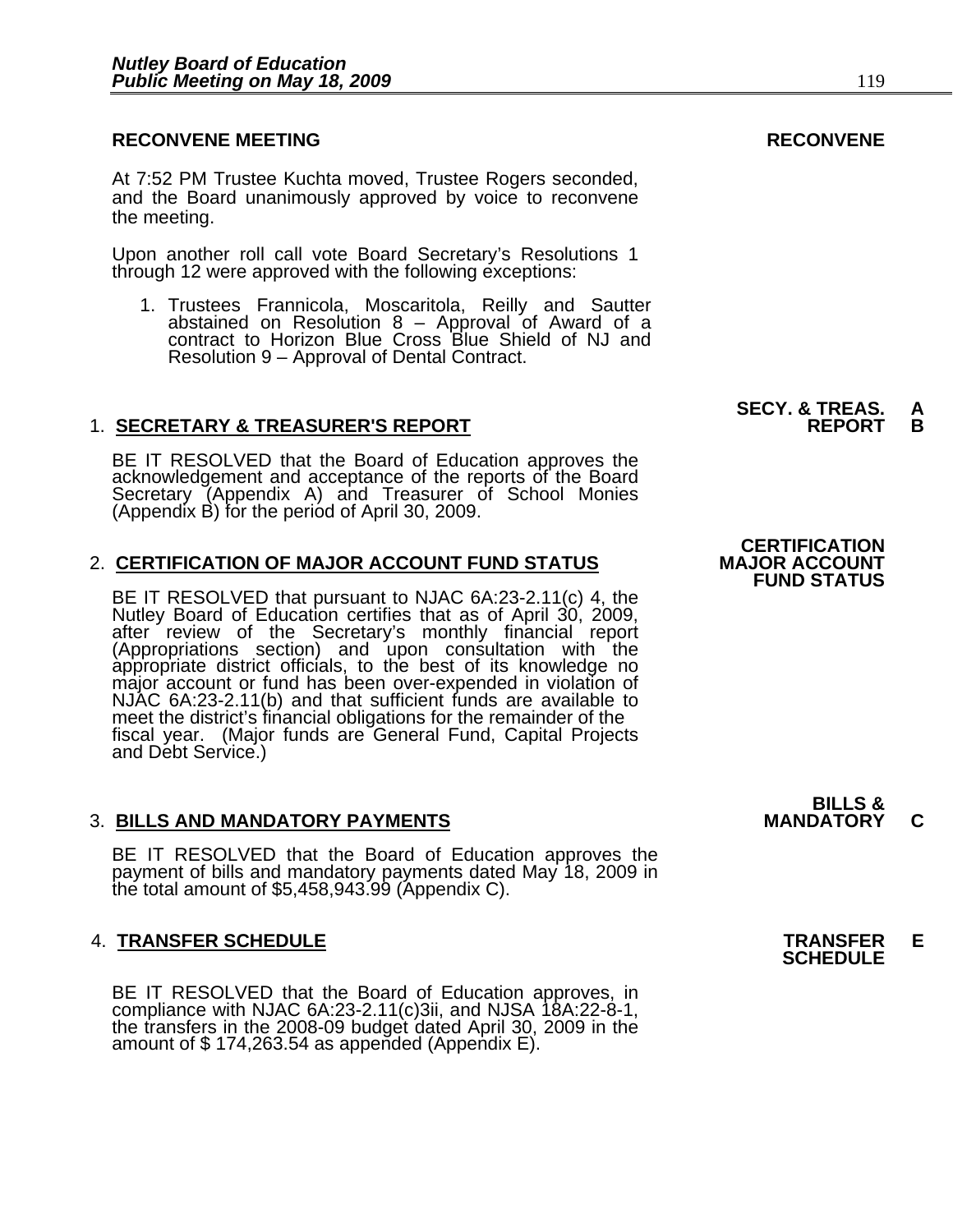**RECONVENE MEETING** **RECONVENE**

At 7:52 PM Trustee Kuchta moved, Trustee Rogers seconded, and the Board unanimously approved by voice to reconvene the meeting.

Upon another roll call vote Board Secretary's Resolutions 1 through 12 were approved with the following exceptions:

1. Trustees Frannicola, Moscaritola, Reilly and Sautter abstained on Resolution 8 – Approval of Award of a contract to Horizon Blue Cross Blue Shield of NJ and Resolution 9 – Approval of Dental Contract.

1. **SECRETARY & TREASURER'S REPORT** **SECY. & TREAS. REPORT A B**

BE IT RESOLVED that the Board of Education approves the acknowledgement and acceptance of the reports of the Board Secretary (Appendix A) and Treasurer of School Monies (Appendix B) for the period of April 30, 2009.

2. **CERTIFICATION OF MAJOR ACCOUNT FUND STATUS** **CERTIFICATION MAJOR ACCOUNT FUND STATUS**

BE IT RESOLVED that pursuant to NJAC 6A:23-2.11(c) 4, the Nutley Board of Education certifies that as of April 30, 2009, after review of the Secretary's monthly financial report (Appropriations section) and upon consultation with the appropriate district officials, to the best of its knowledge no major account or fund has been over-expended in violation of NJAC 6A:23-2.11(b) and that sufficient funds are available to meet the district's financial obligations for the remainder of the fiscal year. (Major funds are General Fund, Capital Projects and Debt Service.)

3. **BILLS AND MANDATORY PAYMENTS** **BILLS & MANDATORY C**

BE IT RESOLVED that the Board of Education approves the payment of bills and mandatory payments dated May 18, 2009 in the total amount of $5,458,943.99 (Appendix C).

4. **TRANSFER SCHEDULE** **TRANSFER SCHEDULE E**

BE IT RESOLVED that the Board of Education approves, in compliance with NJAC 6A:23-2.11(c)3ii, and NJSA 18A:22-8-1, the transfers in the 2008-09 budget dated April 30, 2009 in the amount of $ 174,263.54 as appended (Appendix E).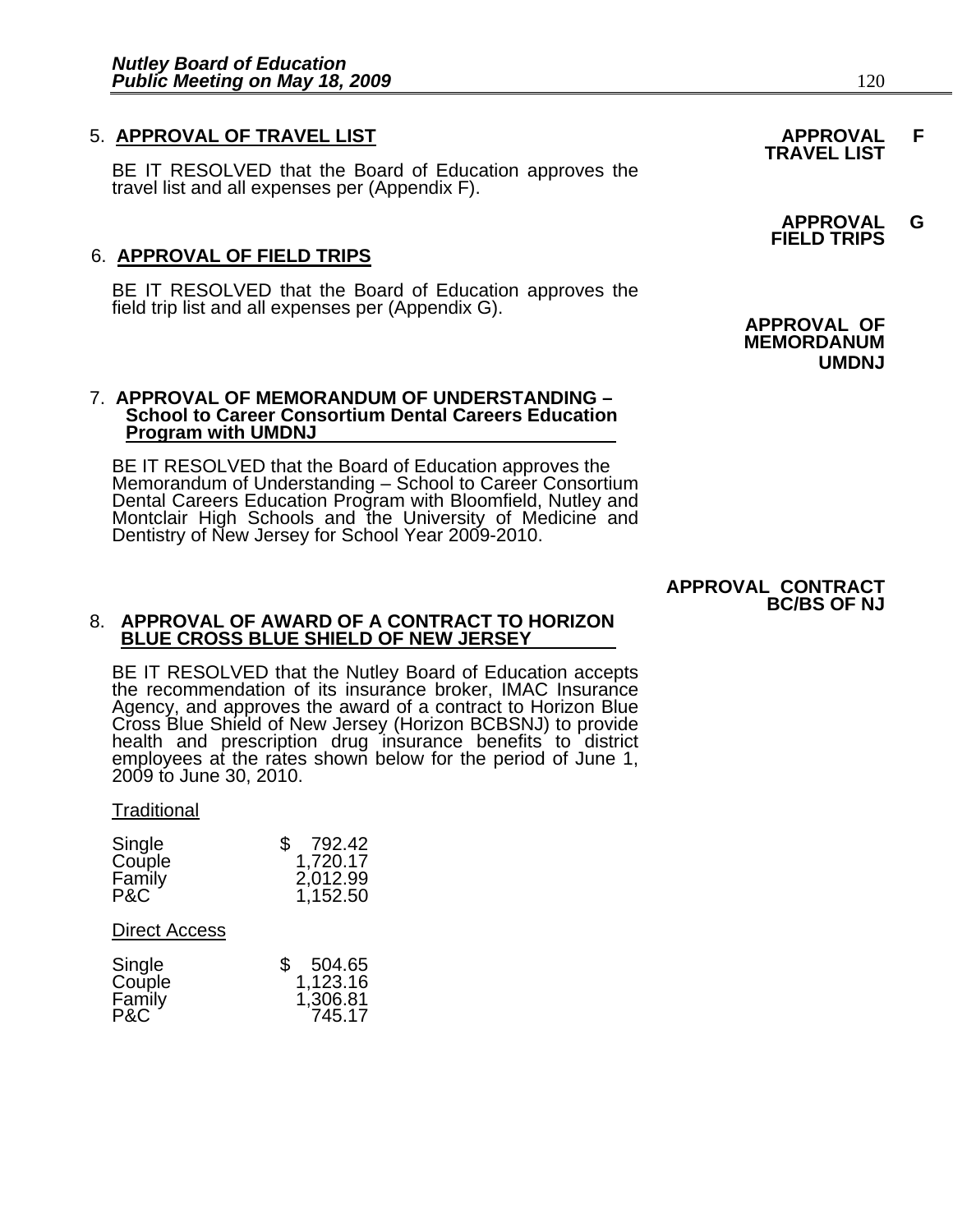5. **APPROVAL OF TRAVEL LIST**

**APPROVAL F TRAVEL LIST**

BE IT RESOLVED that the Board of Education approves the travel list and all expenses per (Appendix F).

**APPROVAL G FIELD TRIPS**

6. **APPROVAL OF FIELD TRIPS**

BE IT RESOLVED that the Board of Education approves the field trip list and all expenses per (Appendix G).

**APPROVAL OF MEMORDANUM UMDNJ**

7. **APPROVAL OF MEMORANDUM OF UNDERSTANDING – School to Career Consortium Dental Careers Education Program with UMDNJ**

BE IT RESOLVED that the Board of Education approves the Memorandum of Understanding – School to Career Consortium Dental Careers Education Program with Bloomfield, Nutley and Montclair High Schools and the University of Medicine and Dentistry of New Jersey for School Year 2009-2010.

**APPROVAL CONTRACT BC/BS OF NJ**

8. **APPROVAL OF AWARD OF A CONTRACT TO HORIZON BLUE CROSS BLUE SHIELD OF NEW JERSEY**

BE IT RESOLVED that the Nutley Board of Education accepts the recommendation of its insurance broker, IMAC Insurance Agency, and approves the award of a contract to Horizon Blue Cross Blue Shield of New Jersey (Horizon BCBSNJ) to provide health and prescription drug insurance benefits to district employees at the rates shown below for the period of June 1, 2009 to June 30, 2010.

Traditional

| | |
|---|---|
| Single | $ 792.42 |
| Couple | 1,720.17 |
| Family | 2,012.99 |
| P&C | 1,152.50 |

Direct Access

| | |
|---|---|
| Single | $ 504.65 |
| Couple | 1,123.16 |
| Family | 1,306.81 |
| P&C | 745.17 |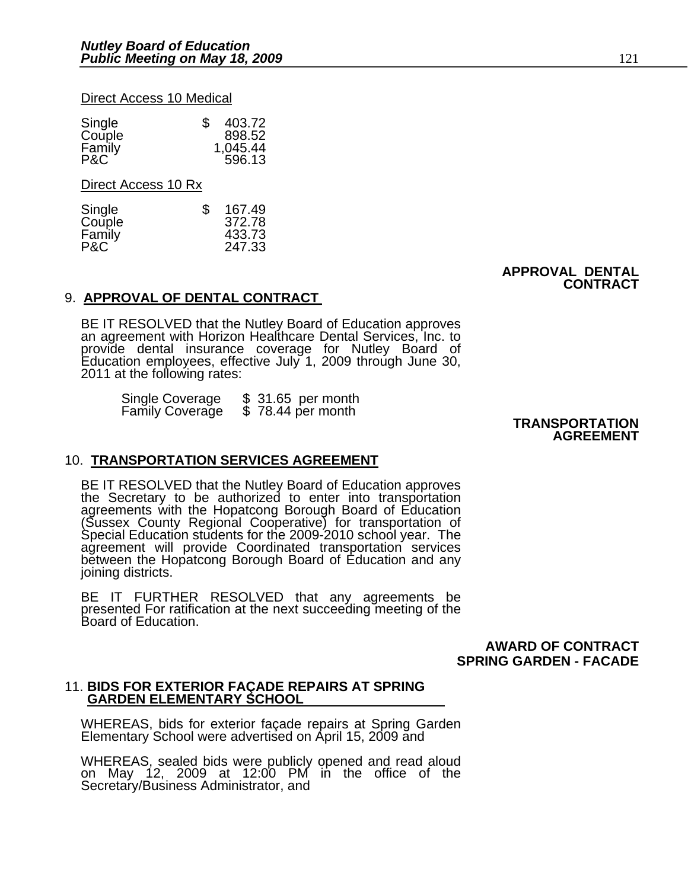Direct Access 10 Medical

| | |
|---|---|
| Single | $ 403.72 |
| Couple | 898.52 |
| Family | 1,045.44 |
| P&C | 596.13 |

Direct Access 10 Rx

| | |
|---|---|
| Single | $ 167.49 |
| Couple | 372.78 |
| Family | 433.73 |
| P&C | 247.33 |

**APPROVAL DENTAL CONTRACT**

9. **APPROVAL OF DENTAL CONTRACT**

BE IT RESOLVED that the Nutley Board of Education approves an agreement with Horizon Healthcare Dental Services, Inc. to provide dental insurance coverage for Nutley Board of Education employees, effective July 1, 2009 through June 30, 2011 at the following rates:

| | |
|---|---|
| Single Coverage | $ 31.65 per month |
| Family Coverage | $ 78.44 per month |

**TRANSPORTATION AGREEMENT**

10. **TRANSPORTATION SERVICES AGREEMENT**

BE IT RESOLVED that the Nutley Board of Education approves the Secretary to be authorized to enter into transportation agreements with the Hopatcong Borough Board of Education (Sussex County Regional Cooperative) for transportation of Special Education students for the 2009-2010 school year. The agreement will provide Coordinated transportation services between the Hopatcong Borough Board of Education and any joining districts.

BE IT FURTHER RESOLVED that any agreements be presented For ratification at the next succeeding meeting of the Board of Education.

**AWARD OF CONTRACT SPRING GARDEN - FACADE**

11. **BIDS FOR EXTERIOR FAÇADE REPAIRS AT SPRING GARDEN ELEMENTARY SCHOOL**

WHEREAS, bids for exterior façade repairs at Spring Garden Elementary School were advertised on April 15, 2009 and

WHEREAS, sealed bids were publicly opened and read aloud on May 12, 2009 at 12:00 PM in the office of the Secretary/Business Administrator, and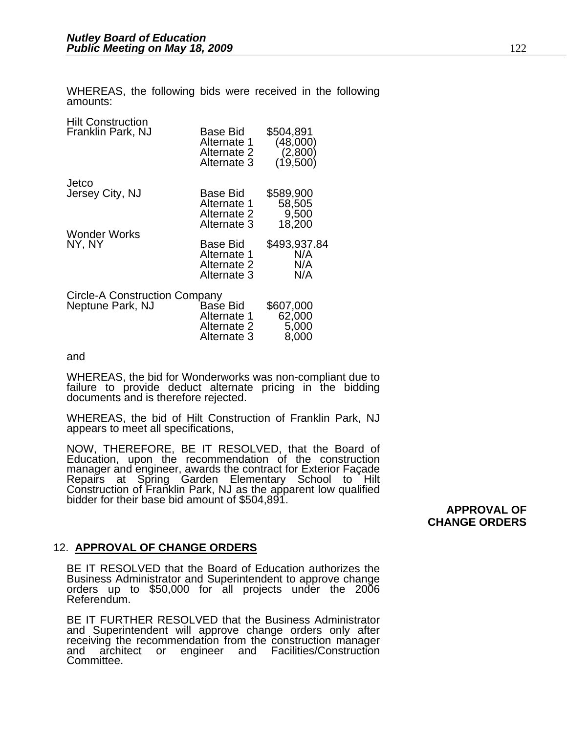WHEREAS, the following bids were received in the following amounts:

| | | |
|---|---|---|
| Hilt Construction<br>Franklin Park, NJ | Base Bid | $504,891 |
| | Alternate 1 | (48,000) |
| | Alternate 2 | (2,800) |
| | Alternate 3 | (19,500) |
| Jetco<br>Jersey City, NJ | Base Bid | $589,900 |
| | Alternate 1 | 58,505 |
| | Alternate 2 | 9,500 |
| | Alternate 3 | 18,200 |
| Wonder Works<br>NY, NY | Base Bid | $493,937.84 |
| | Alternate 1 | N/A |
| | Alternate 2 | N/A |
| | Alternate 3 | N/A |
| Circle-A Construction Company<br>Neptune Park, NJ | Base Bid | $607,000 |
| | Alternate 1 | 62,000 |
| | Alternate 2 | 5,000 |
| | Alternate 3 | 8,000 |

and

WHEREAS, the bid for Wonderworks was non-compliant due to failure to provide deduct alternate pricing in the bidding documents and is therefore rejected.

WHEREAS, the bid of Hilt Construction of Franklin Park, NJ appears to meet all specifications,

NOW, THEREFORE, BE IT RESOLVED, that the Board of Education, upon the recommendation of the construction manager and engineer, awards the contract for Exterior Façade Repairs at Spring Garden Elementary School to Hilt Construction of Franklin Park, NJ as the apparent low qualified bidder for their base bid amount of $504,891.

**APPROVAL OF CHANGE ORDERS**

12. **APPROVAL OF CHANGE ORDERS**

BE IT RESOLVED that the Board of Education authorizes the Business Administrator and Superintendent to approve change orders up to $50,000 for all projects under the 2006 Referendum.

BE IT FURTHER RESOLVED that the Business Administrator and Superintendent will approve change orders only after receiving the recommendation from the construction manager and architect or engineer and Facilities/Construction Committee.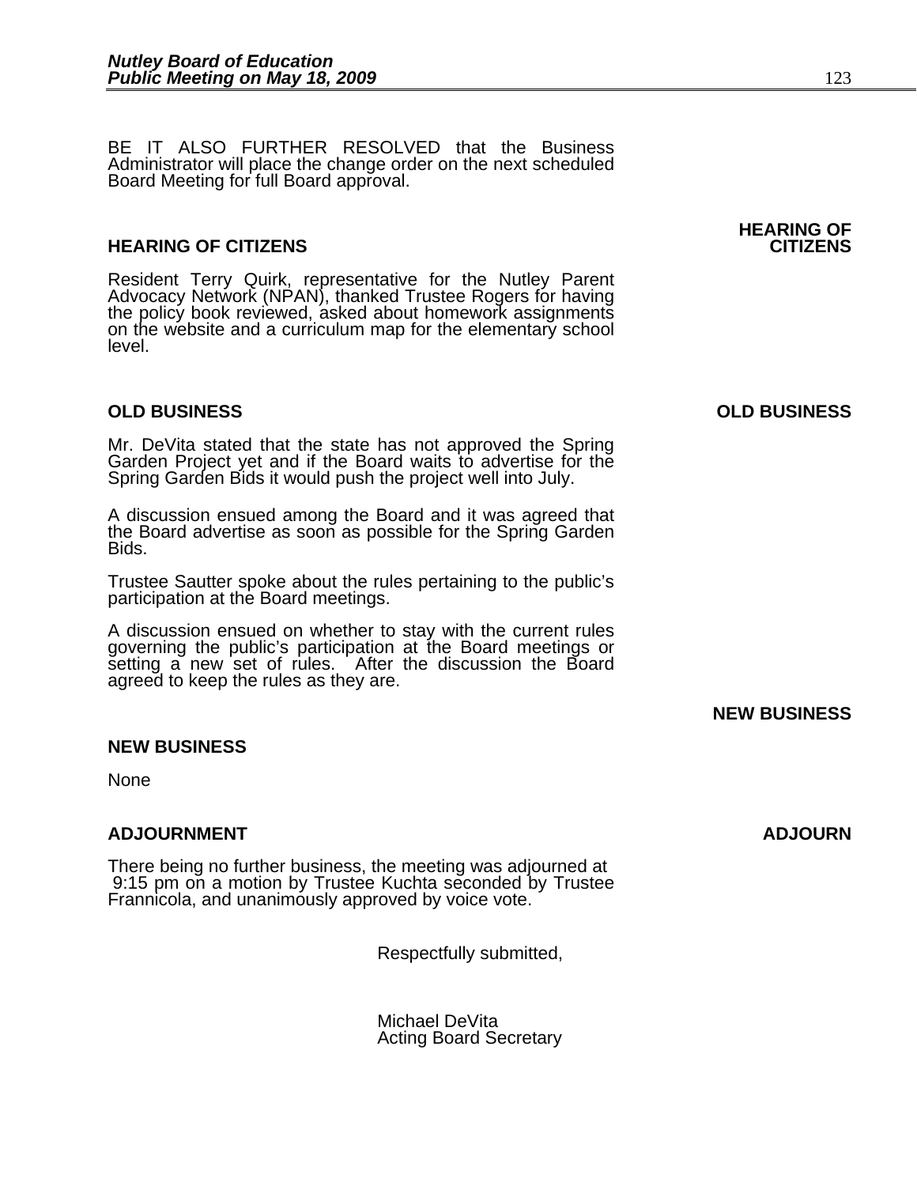BE IT ALSO FURTHER RESOLVED that the Business Administrator will place the change order on the next scheduled Board Meeting for full Board approval.

**HEARING OF CITIZENS**

Resident Terry Quirk, representative for the Nutley Parent Advocacy Network (NPAN), thanked Trustee Rogers for having the policy book reviewed, asked about homework assignments on the website and a curriculum map for the elementary school level.

**OLD BUSINESS**

Mr. DeVita stated that the state has not approved the Spring Garden Project yet and if the Board waits to advertise for the Spring Garden Bids it would push the project well into July.

A discussion ensued among the Board and it was agreed that the Board advertise as soon as possible for the Spring Garden Bids.

Trustee Sautter spoke about the rules pertaining to the public's participation at the Board meetings.

A discussion ensued on whether to stay with the current rules governing the public's participation at the Board meetings or setting a new set of rules. After the discussion the Board agreed to keep the rules as they are.

**NEW BUSINESS**

None

**ADJOURNMENT**

There being no further business, the meeting was adjourned at 9:15 pm on a motion by Trustee Kuchta seconded by Trustee Frannicola, and unanimously approved by voice vote.

Respectfully submitted,

Michael DeVita
Acting Board Secretary